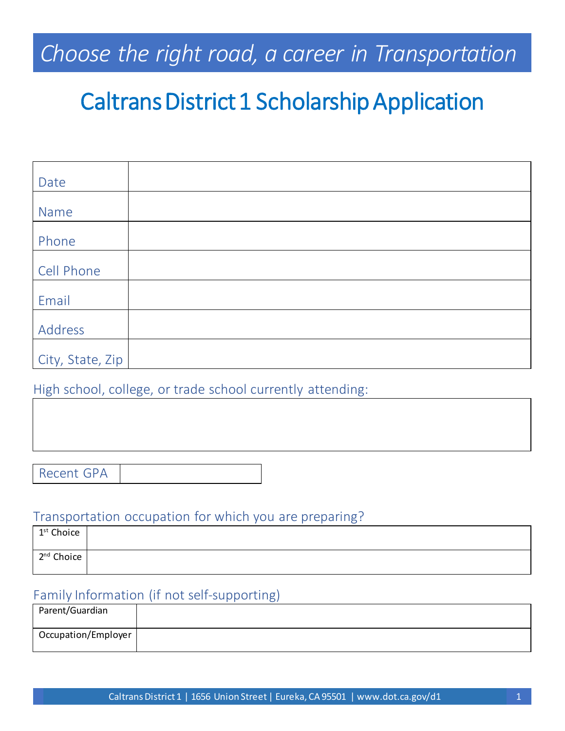*Choose the right road, a career in Transportation*

# Caltrans District 1 Scholarship Application

| | |
|---|---|
| Date | |
| Name | |
| Phone | |
| Cell Phone | |
| Email | |
| Address | |
| City, State, Zip | |

High school, college, or trade school currently attending:

| |
|---|
| |

| | |
|---|---|
| Recent GPA | |

Transportation occupation for which you are preparing?

| | |
|---|---|
| 1st Choice | |
| 2nd Choice | |

Family Information (if not self-supporting)

| | |
|---|---|
| Parent/Guardian | |
| Occupation/Employer | |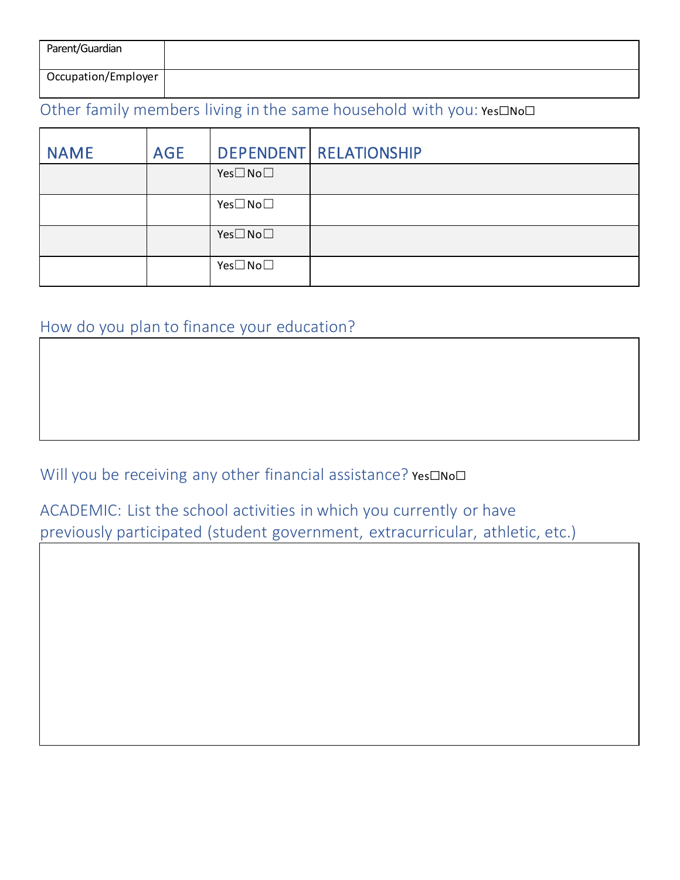| Parent/Guardian | |
|---|---|
| Occupation/Employer | |

Other family members living in the same household with you: Yes☐No☐

| NAME | AGE | DEPENDENT | RELATIONSHIP |
|---|---|---|---|
| | | Yes☐ No☐ | |
| | | Yes☐ No☐ | |
| | | Yes☐ No☐ | |
| | | Yes☐ No☐ | |

How do you plan to finance your education?

Will you be receiving any other financial assistance? Yes☐No☐

ACADEMIC: List the school activities in which you currently or have previously participated (student government, extracurricular, athletic, etc.)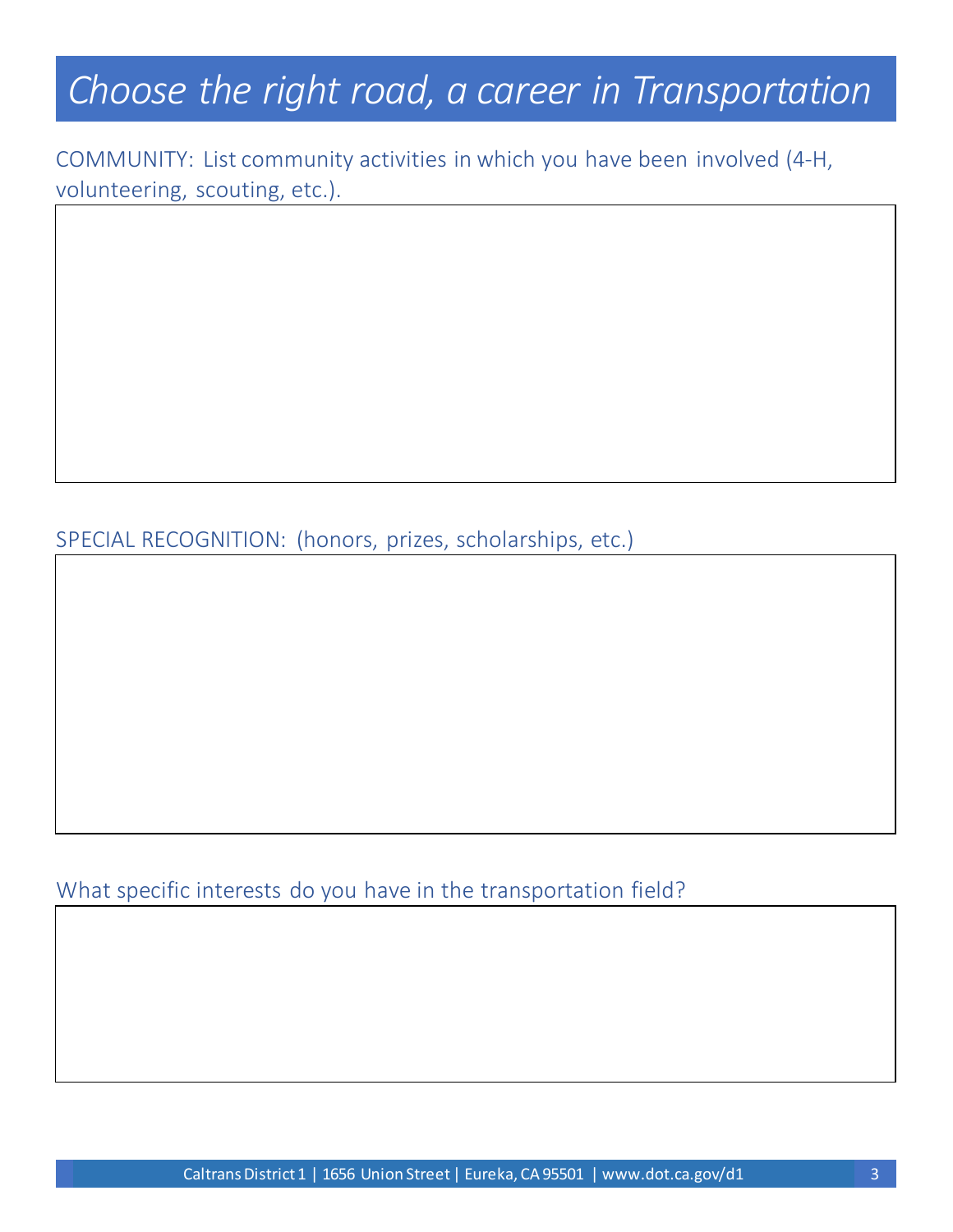# Choose the right road, a career in Transportation

COMMUNITY: List community activities in which you have been involved (4-H, volunteering, scouting, etc.).

SPECIAL RECOGNITION: (honors, prizes, scholarships, etc.)

What specific interests do you have in the transportation field?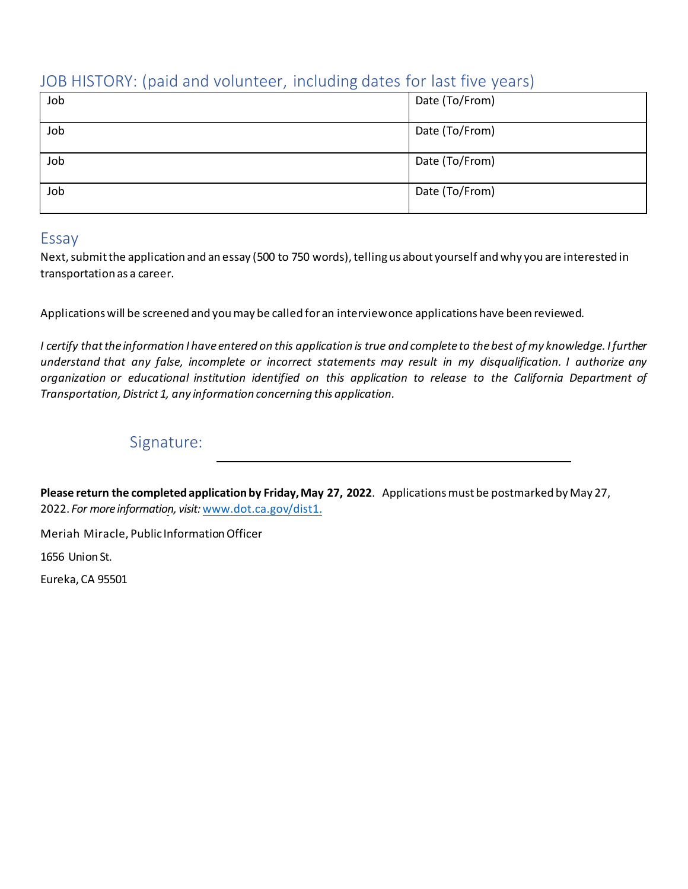## JOB HISTORY: (paid and volunteer, including dates for last five years)

| | |
|---|---|
| Job | Date (To/From) |
| Job | Date (To/From) |
| Job | Date (To/From) |
| Job | Date (To/From) |

## Essay

Next, submit the application and an essay (500 to 750 words), telling us about yourself and why you are interested in transportation as a career.

Applications will be screened and you may be called for an interview once applications have been reviewed.

*I certify that the information I have entered on this application is true and complete to the best of my knowledge. I further understand that any false, incomplete or incorrect statements may result in my disqualification. I authorize any organization or educational institution identified on this application to release to the California Department of Transportation, District 1, any information concerning this application.*

Signature: ______________________________

**Please return the completed application by Friday, May 27, 2022**. Applications must be postmarked by May 27, 2022. *For more information, visit:* www.dot.ca.gov/dist1.

Meriah Miracle, Public Information Officer

1656 Union St.

Eureka, CA 95501